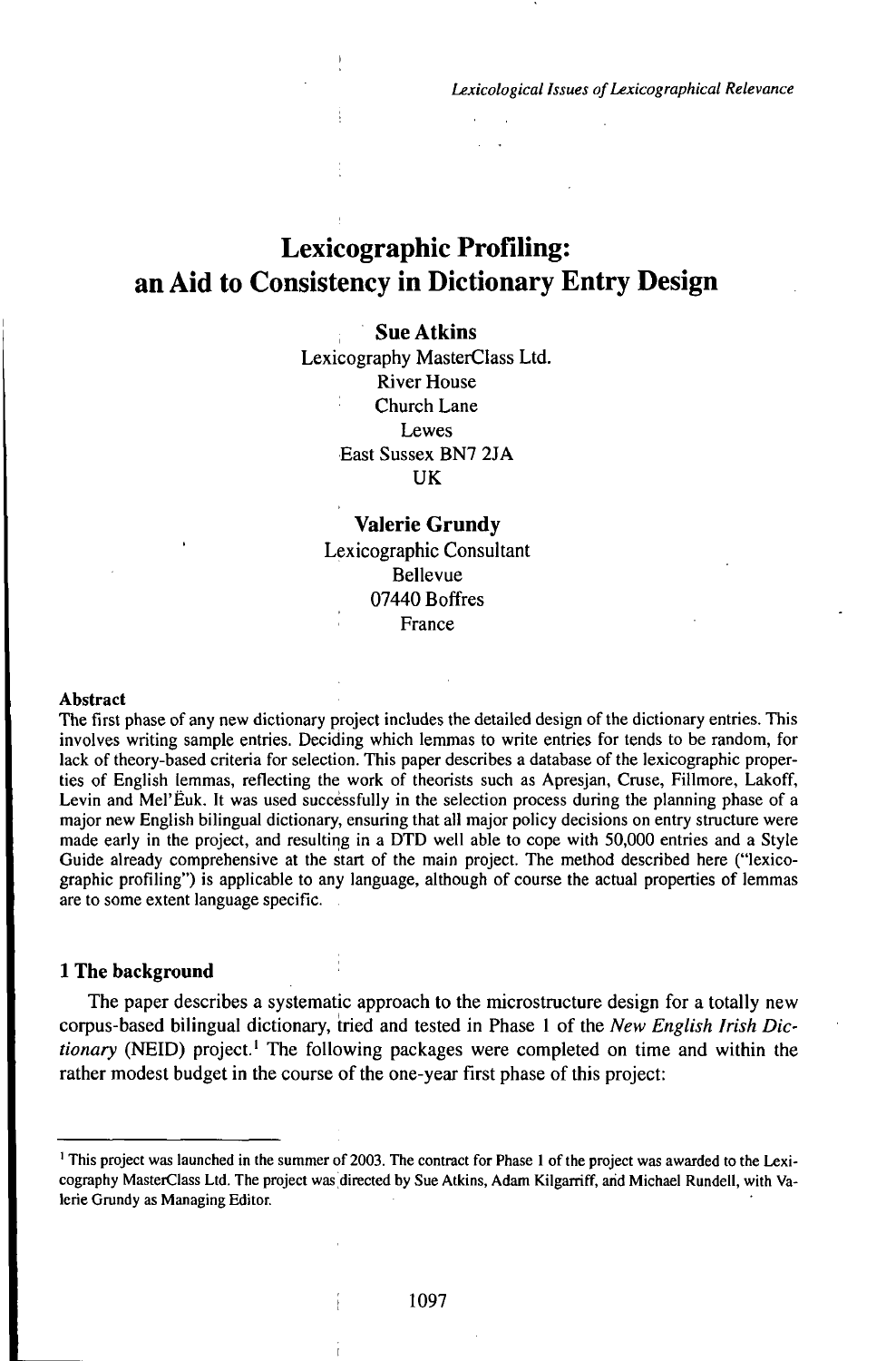# Lexicographic Profiling: an Aid to Consistency in Dictionary Entry Design

**Sue Atkins**
Lexicography MasterClass Ltd.
River House
Church Lane
Lewes
East Sussex BN7 2JA
UK

**Valerie Grundy**
Lexicographic Consultant
Bellevue
07440 Boffres
France

### Abstract

The first phase of any new dictionary project includes the detailed design of the dictionary entries. This involves writing sample entries. Deciding which lemmas to write entries for tends to be random, for lack of theory-based criteria for selection. This paper describes a database of the lexicographic properties of English lemmas, reflecting the work of theorists such as Apresjan, Cruse, Fillmore, Lakoff, Levin and Mel'Čuk. It was used successfully in the selection process during the planning phase of a major new English bilingual dictionary, ensuring that all major policy decisions on entry structure were made early in the project, and resulting in a DTD well able to cope with 50,000 entries and a Style Guide already comprehensive at the start of the main project. The method described here ("lexicographic profiling") is applicable to any language, although of course the actual properties of lemmas are to some extent language specific.

## 1 The background

The paper describes a systematic approach to the microstructure design for a totally new corpus-based bilingual dictionary, tried and tested in Phase 1 of the *New English Irish Dictionary* (NEID) project.[1] The following packages were completed on time and within the rather modest budget in the course of the one-year first phase of this project:

---

[1] This project was launched in the summer of 2003. The contract for Phase 1 of the project was awarded to the Lexicography MasterClass Ltd. The project was directed by Sue Atkins, Adam Kilgarriff, and Michael Rundell, with Valerie Grundy as Managing Editor.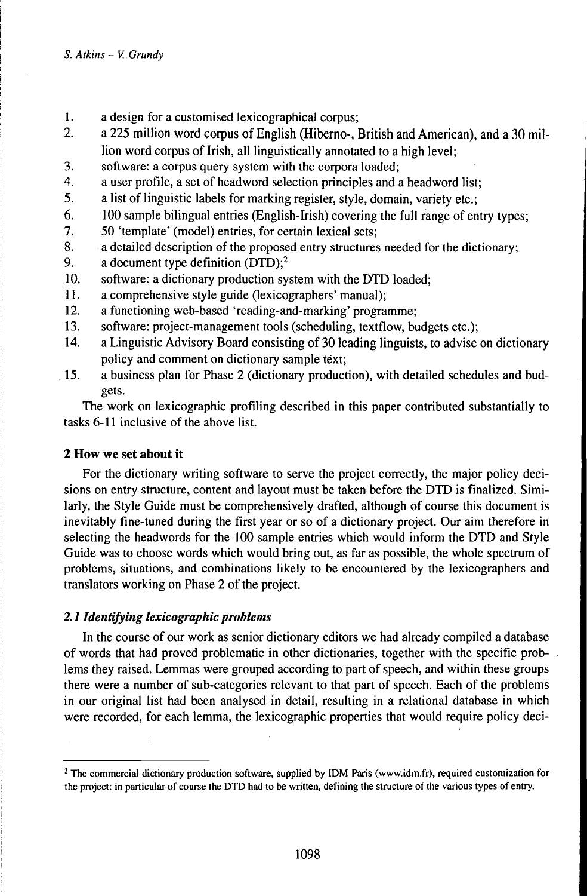1. a design for a customised lexicographical corpus;
2. a 225 million word corpus of English (Hiberno-, British and American), and a 30 million word corpus of Irish, all linguistically annotated to a high level;
3. software: a corpus query system with the corpora loaded;
4. a user profile, a set of headword selection principles and a headword list;
5. a list of linguistic labels for marking register, style, domain, variety etc.;
6. 100 sample bilingual entries (English-Irish) covering the full range of entry types;
7. 50 'template' (model) entries, for certain lexical sets;
8. a detailed description of the proposed entry structures needed for the dictionary;
9. a document type definition (DTD);[2]
10. software: a dictionary production system with the DTD loaded;
11. a comprehensive style guide (lexicographers' manual);
12. a functioning web-based 'reading-and-marking' programme;
13. software: project-management tools (scheduling, textflow, budgets etc.);
14. a Linguistic Advisory Board consisting of 30 leading linguists, to advise on dictionary policy and comment on dictionary sample text;
15. a business plan for Phase 2 (dictionary production), with detailed schedules and budgets.

The work on lexicographic profiling described in this paper contributed substantially to tasks 6-11 inclusive of the above list.

## 2 How we set about it

For the dictionary writing software to serve the project correctly, the major policy decisions on entry structure, content and layout must be taken before the DTD is finalized. Similarly, the Style Guide must be comprehensively drafted, although of course this document is inevitably fine-tuned during the first year or so of a dictionary project. Our aim therefore in selecting the headwords for the 100 sample entries which would inform the DTD and Style Guide was to choose words which would bring out, as far as possible, the whole spectrum of problems, situations, and combinations likely to be encountered by the lexicographers and translators working on Phase 2 of the project.

### *2.1 Identifying lexicographic problems*

In the course of our work as senior dictionary editors we had already compiled a database of words that had proved problematic in other dictionaries, together with the specific problems they raised. Lemmas were grouped according to part of speech, and within these groups there were a number of sub-categories relevant to that part of speech. Each of the problems in our original list had been analysed in detail, resulting in a relational database in which were recorded, for each lemma, the lexicographic properties that would require policy deci-

---

[2] The commercial dictionary production software, supplied by IDM Paris (www.idm.fr), required customization for the project: in particular of course the DTD had to be written, defining the structure of the various types of entry.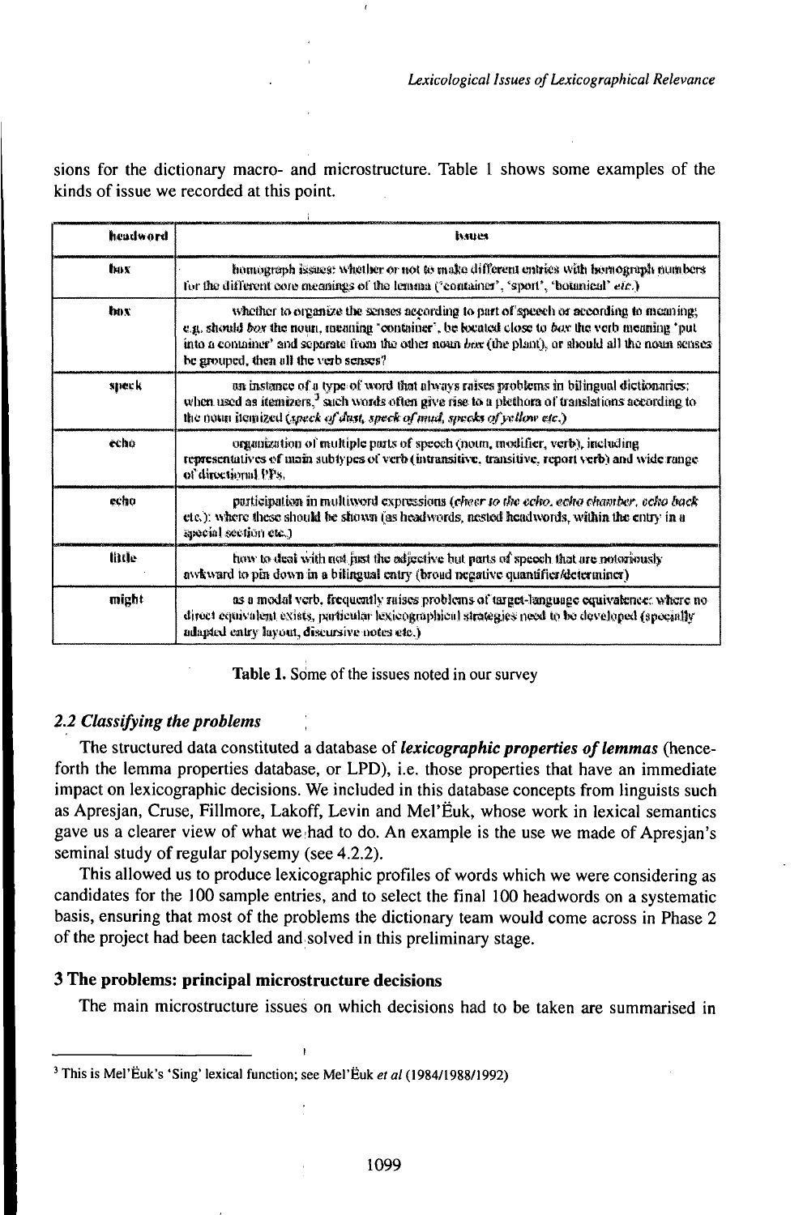sions for the dictionary macro- and microstructure. Table 1 shows some examples of the kinds of issue we recorded at this point.

| headword | issues |
|---|---|
| box | homograph issues: whether or not to make different entries with homograph numbers for the different core meanings of the lemma ('container', 'sport', 'botanical' *etc.*) |
| box | whether to organize the senses according to part of speech or according to meaning; e.g. should *box* the noun, meaning 'container', be located close to *box* the verb meaning 'put into a container' and separate from the other noun *box* (the plant), or should all the noun senses be grouped, then all the verb senses? |
| speck | an instance of a type of word that always raises problems in bilingual dictionaries: when used as itemizers,[3] such words often give rise to a plethora of translations according to the noun itemized (*speck of dust, speck of mud, specks of yellow etc.*) |
| echo | organization of multiple parts of speech (noun, modifier, verb), including representatives of main subtypes of verb (intransitive, transitive, report verb) and wide range of directional PPs. |
| echo | participation in multiword expressions (*cheer to the echo, echo chamber, echo back* etc.): where these should be shown (as headwords, nested headwords, within the entry in a special section etc.) |
| little | how to deal with not just the adjective but parts of speech that are notoriously awkward to pin down in a bilingual entry (broad negative quantifier/determiner) |
| might | as a modal verb, frequently raises problems of target-language equivalence: where no direct equivalent exists, particular lexicographical strategies need to be developed (specially adapted entry layout, discursive notes etc.) |

**Table 1.** Some of the issues noted in our survey

### *2.2 Classifying the problems*

The structured data constituted a database of ***lexicographic properties of lemmas*** (henceforth the lemma properties database, or LPD), i.e. those properties that have an immediate impact on lexicographic decisions. We included in this database concepts from linguists such as Apresjan, Cruse, Fillmore, Lakoff, Levin and Mel'Ëuk, whose work in lexical semantics gave us a clearer view of what we had to do. An example is the use we made of Apresjan's seminal study of regular polysemy (see 4.2.2).

This allowed us to produce lexicographic profiles of words which we were considering as candidates for the 100 sample entries, and to select the final 100 headwords on a systematic basis, ensuring that most of the problems the dictionary team would come across in Phase 2 of the project had been tackled and solved in this preliminary stage.

## 3 The problems: principal microstructure decisions

The main microstructure issues on which decisions had to be taken are summarised in

[3] This is Mel'Ëuk's 'Sing' lexical function; see Mel'Ëuk *et al* (1984/1988/1992)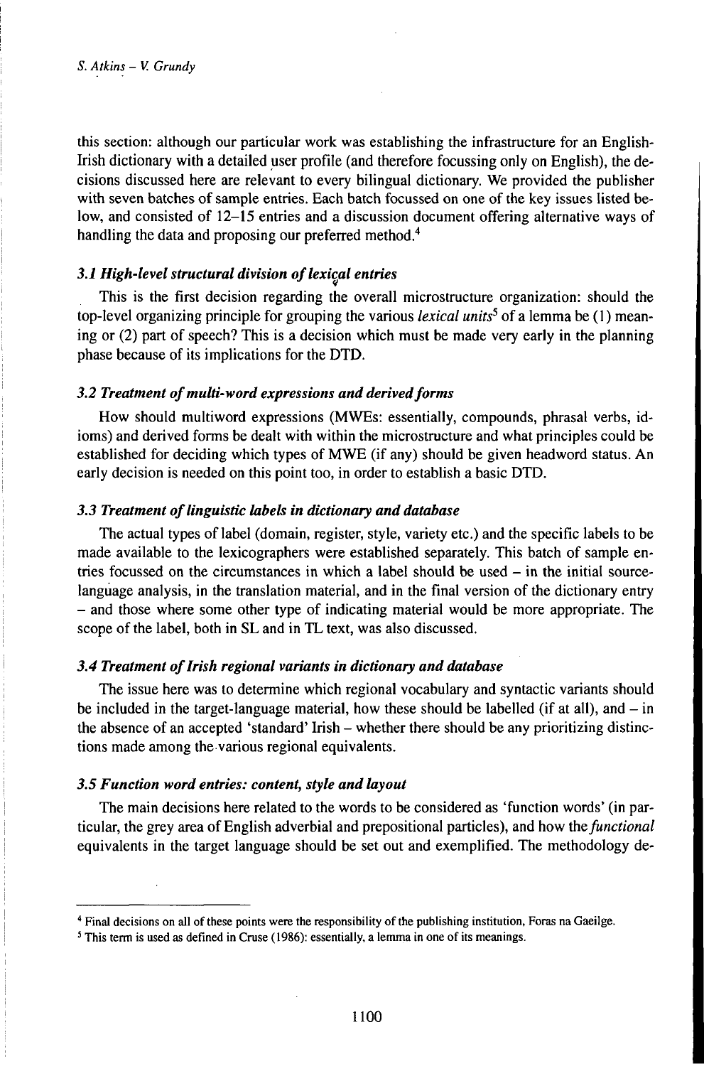this section: although our particular work was establishing the infrastructure for an English-Irish dictionary with a detailed user profile (and therefore focussing only on English), the decisions discussed here are relevant to every bilingual dictionary. We provided the publisher with seven batches of sample entries. Each batch focussed on one of the key issues listed below, and consisted of 12–15 entries and a discussion document offering alternative ways of handling the data and proposing our preferred method.[4]

### *3.1 High-level structural division of lexical entries*

This is the first decision regarding the overall microstructure organization: should the top-level organizing principle for grouping the various *lexical units*[5] of a lemma be (1) meaning or (2) part of speech? This is a decision which must be made very early in the planning phase because of its implications for the DTD.

### *3.2 Treatment of multi-word expressions and derived forms*

How should multiword expressions (MWEs: essentially, compounds, phrasal verbs, idioms) and derived forms be dealt with within the microstructure and what principles could be established for deciding which types of MWE (if any) should be given headword status. An early decision is needed on this point too, in order to establish a basic DTD.

### *3.3 Treatment of linguistic labels in dictionary and database*

The actual types of label (domain, register, style, variety etc.) and the specific labels to be made available to the lexicographers were established separately. This batch of sample entries focussed on the circumstances in which a label should be used – in the initial source-language analysis, in the translation material, and in the final version of the dictionary entry – and those where some other type of indicating material would be more appropriate. The scope of the label, both in SL and in TL text, was also discussed.

### *3.4 Treatment of Irish regional variants in dictionary and database*

The issue here was to determine which regional vocabulary and syntactic variants should be included in the target-language material, how these should be labelled (if at all), and – in the absence of an accepted 'standard' Irish – whether there should be any prioritizing distinctions made among the various regional equivalents.

### *3.5 Function word entries: content, style and layout*

The main decisions here related to the words to be considered as 'function words' (in particular, the grey area of English adverbial and prepositional particles), and how the *functional* equivalents in the target language should be set out and exemplified. The methodology de-

---

[4] Final decisions on all of these points were the responsibility of the publishing institution, Foras na Gaeilge.

[5] This term is used as defined in Cruse (1986): essentially, a lemma in one of its meanings.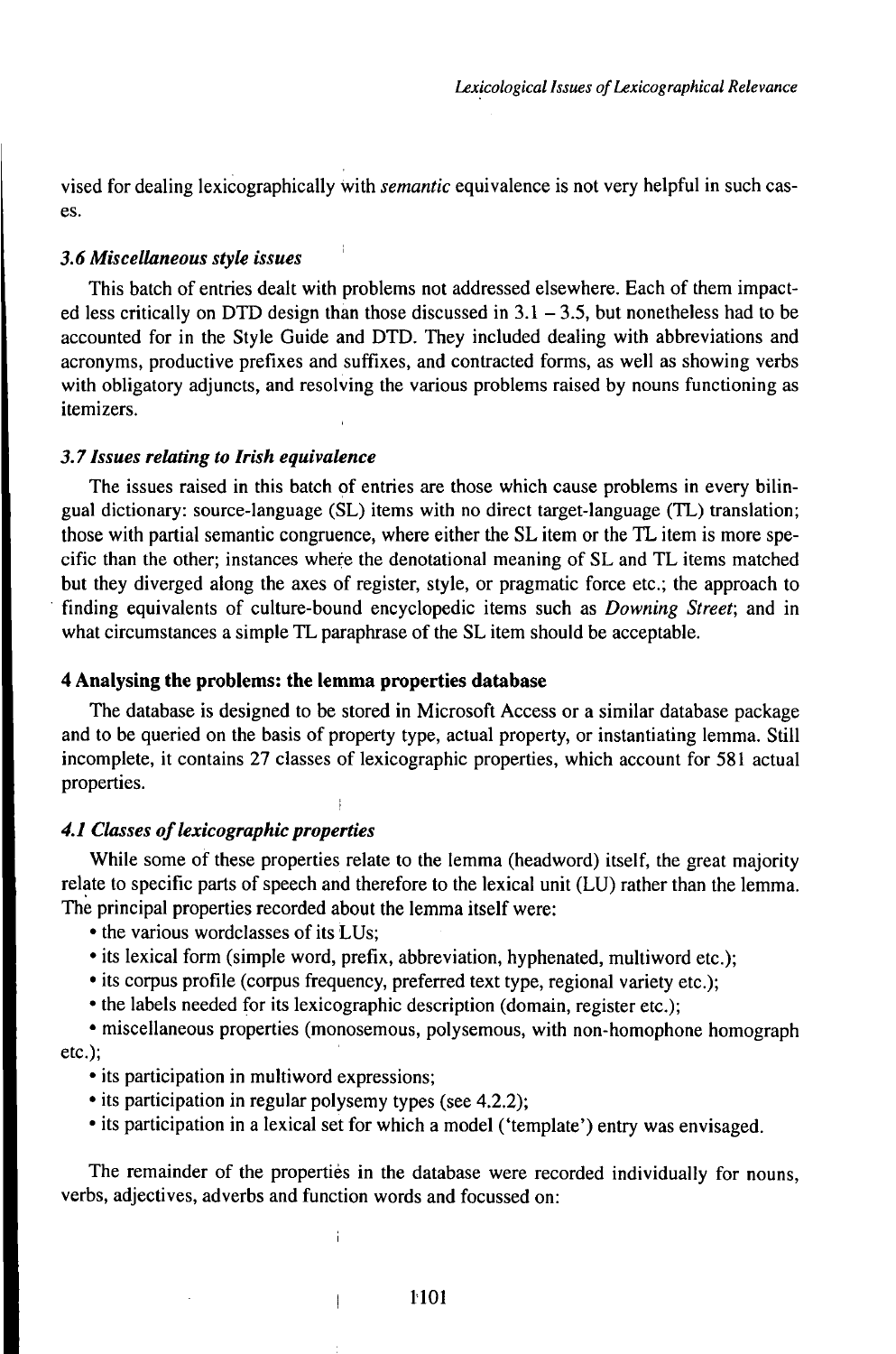vised for dealing lexicographically with *semantic* equivalence is not very helpful in such cases.

### *3.6 Miscellaneous style issues*

This batch of entries dealt with problems not addressed elsewhere. Each of them impacted less critically on DTD design than those discussed in 3.1 – 3.5, but nonetheless had to be accounted for in the Style Guide and DTD. They included dealing with abbreviations and acronyms, productive prefixes and suffixes, and contracted forms, as well as showing verbs with obligatory adjuncts, and resolving the various problems raised by nouns functioning as itemizers.

### *3.7 Issues relating to Irish equivalence*

The issues raised in this batch of entries are those which cause problems in every bilingual dictionary: source-language (SL) items with no direct target-language (TL) translation; those with partial semantic congruence, where either the SL item or the TL item is more specific than the other; instances where the denotational meaning of SL and TL items matched but they diverged along the axes of register, style, or pragmatic force etc.; the approach to finding equivalents of culture-bound encyclopedic items such as *Downing Street*; and in what circumstances a simple TL paraphrase of the SL item should be acceptable.

## 4 Analysing the problems: the lemma properties database

The database is designed to be stored in Microsoft Access or a similar database package and to be queried on the basis of property type, actual property, or instantiating lemma. Still incomplete, it contains 27 classes of lexicographic properties, which account for 581 actual properties.

### *4.1 Classes of lexicographic properties*

While some of these properties relate to the lemma (headword) itself, the great majority relate to specific parts of speech and therefore to the lexical unit (LU) rather than the lemma. The principal properties recorded about the lemma itself were:

- the various wordclasses of its LUs;
- its lexical form (simple word, prefix, abbreviation, hyphenated, multiword etc.);
- its corpus profile (corpus frequency, preferred text type, regional variety etc.);
- the labels needed for its lexicographic description (domain, register etc.);
- miscellaneous properties (monosemous, polysemous, with non-homophone homograph etc.);
- its participation in multiword expressions;
- its participation in regular polysemy types (see 4.2.2);
- its participation in a lexical set for which a model ('template') entry was envisaged.

The remainder of the properties in the database were recorded individually for nouns, verbs, adjectives, adverbs and function words and focussed on: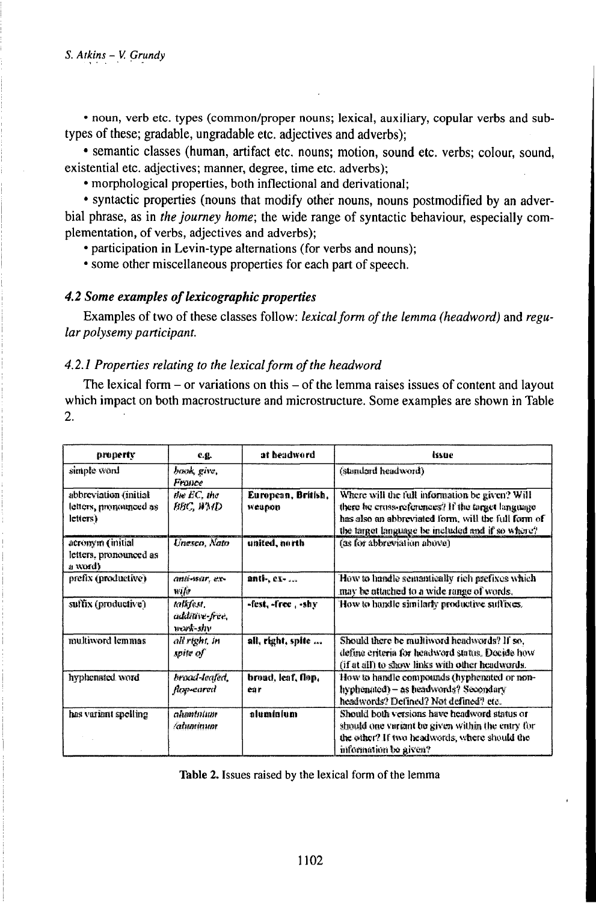• noun, verb etc. types (common/proper nouns; lexical, auxiliary, copular verbs and subtypes of these; gradable, ungradable etc. adjectives and adverbs);

• semantic classes (human, artifact etc. nouns; motion, sound etc. verbs; colour, sound, existential etc. adjectives; manner, degree, time etc. adverbs);

• morphological properties, both inflectional and derivational;

• syntactic properties (nouns that modify other nouns, nouns postmodified by an adverbial phrase, as in *the journey home*; the wide range of syntactic behaviour, especially complementation, of verbs, adjectives and adverbs);

• participation in Levin-type alternations (for verbs and nouns);

• some other miscellaneous properties for each part of speech.

### *4.2 Some examples of lexicographic properties*

Examples of two of these classes follow: *lexical form of the lemma (headword)* and *regular polysemy participant.*

#### *4.2.1 Properties relating to the lexical form of the headword*

The lexical form – or variations on this – of the lemma raises issues of content and layout which impact on both macrostructure and microstructure. Some examples are shown in Table 2.

| property | e.g. | at headword | issue |
|---|---|---|---|
| simple word | *book, give, France* | | (standard headword) |
| abbreviation (initial letters, pronounced as letters) | *the EC, the BBC, WMD* | **European, British, weapon** | Where will the full information be given? Will there be cross-references? If the target language has also an abbreviated form, will the full form of the target language be included and if so where? |
| acronym (initial letters, pronounced as a word) | *Unesco, Nato* | **united, north** | (as for abbreviation above) |
| prefix (productive) | *anti-war, ex-wife* | **anti-, ex- ...** | How to handle semantically rich prefixes which may be attached to a wide range of words. |
| suffix (productive) | *talkfest, additive-free, work-shy* | **-fest, -free , -shy** | How to handle similarly productive suffixes. |
| multiword lemmas | *all right, in spite of* | **all, right, spite ...** | Should there be multiword headwords? If so, define criteria for headword status. Decide how (if at all) to show links with other headwords. |
| hyphenated word | *broad-leafed, flop-eared* | **broad, leaf, flop, ear** | How to handle compounds (hyphenated or non-hyphenated) – as headwords? Secondary headwords? Defined? Not defined? etc. |
| has variant spelling | *aluminium /aluminum* | **aluminium** | Should both versions have headword status or should one variant be given within the entry for the other? If two headwords, where should the information be given? |

**Table 2.** Issues raised by the lexical form of the lemma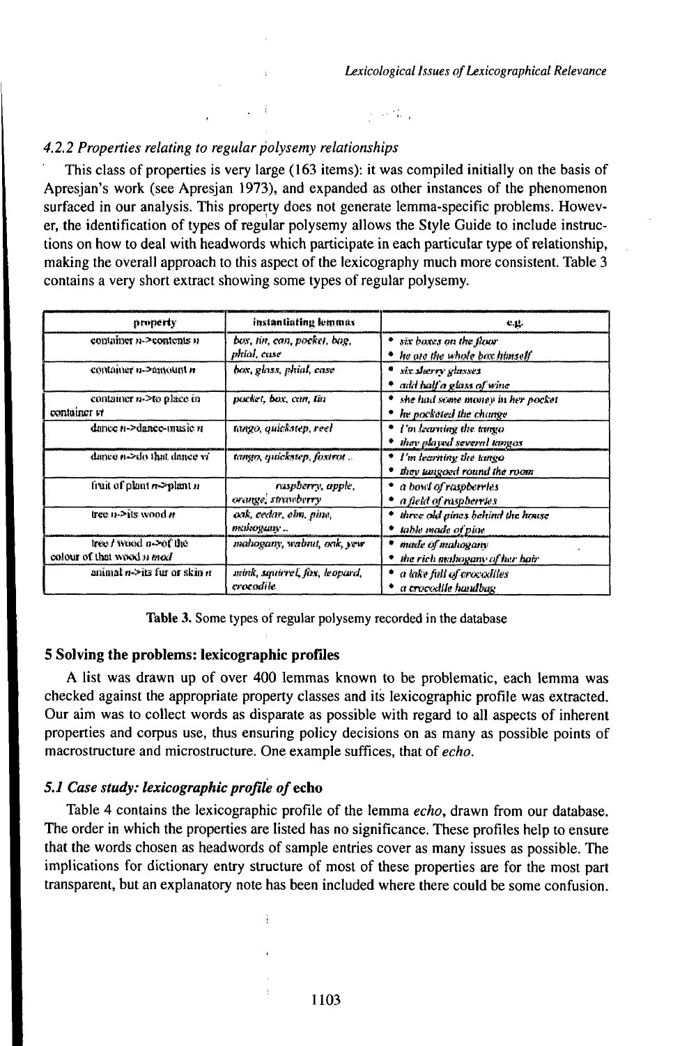### 4.2.2 Properties relating to regular polysemy relationships

This class of properties is very large (163 items): it was compiled initially on the basis of Apresjan's work (see Apresjan 1973), and expanded as other instances of the phenomenon surfaced in our analysis. This property does not generate lemma-specific problems. However, the identification of types of regular polysemy allows the Style Guide to include instructions on how to deal with headwords which participate in each particular type of relationship, making the overall approach to this aspect of the lexicography much more consistent. Table 3 contains a very short extract showing some types of regular polysemy.

| property | instantiating lemmas | e.g. |
|---|---|---|
| container *n*->contents *n* | *box, tin, can, pocket, bag, phial, case* | • *six boxes on the floor* <br> • *he ate the whole box himself* |
| container *n*->amount *n* | *box, glass, phial, case* | • *six sherry glasses* <br> • *add half a glass of wine* |
| container *n*->to place in container *vt* | *pocket, box, can, tin* | • *she had some money in her pocket* <br> • *he pocketed the change* |
| dance *n*->dance-music *n* | *tango, quickstep, reel* | • *I'm learning the tango* <br> • *they played several tangos* |
| dance *n*->do that dance *vi* | *tango, quickstep, foxtrot ..* | • *I'm learning the tango* <br> • *they tangoed round the room* |
| fruit of plant *n*->plant *n* | *raspberry, apple, orange, strawberry* | • *a bowl of raspberries* <br> • *a field of raspberries* |
| tree *n*->its wood *n* | *oak, cedar, elm, pine, mahogany ..* | • *three old pines behind the house* <br> • *table made of pine* |
| tree / wood *n*->of the colour of that wood *n mod* | *mahogany, walnut, oak, yew* | • *made of mahogany* <br> • *the rich mahogany of her hair* |
| animal *n*->its fur or skin *n* | *mink, squirrel, fox, leopard, crocodile* | • *a lake full of crocodiles* <br> • *a crocodile handbag* |

**Table 3.** Some types of regular polysemy recorded in the database

## 5 Solving the problems: lexicographic profiles

A list was drawn up of over 400 lemmas known to be problematic, each lemma was checked against the appropriate property classes and its lexicographic profile was extracted. Our aim was to collect words as disparate as possible with regard to all aspects of inherent properties and corpus use, thus ensuring policy decisions on as many as possible points of macrostructure and microstructure. One example suffices, that of *echo*.

### 5.1 Case study: lexicographic profile of echo

Table 4 contains the lexicographic profile of the lemma *echo*, drawn from our database. The order in which the properties are listed has no significance. These profiles help to ensure that the words chosen as headwords of sample entries cover as many issues as possible. The implications for dictionary entry structure of most of these properties are for the most part transparent, but an explanatory note has been included where there could be some confusion.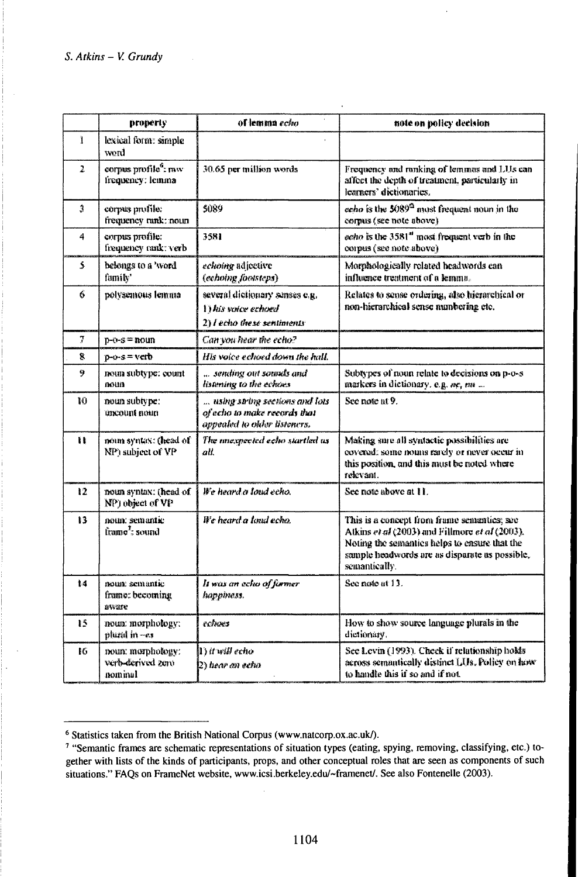| | property | of lemma *echo* | note on policy decision |
|---|---|---|---|
| 1 | lexical form: simple word | | |
| 2 | corpus profile[6]: raw frequency: lemma | 30.65 per million words | Frequency and ranking of lemmas and LUs can affect the depth of treatment, particularly in learners' dictionaries. |
| 3 | corpus profile: frequency rank: noun | 5089 | *echo* is the 5089[th] most frequent noun in the corpus (see note above) |
| 4 | corpus profile: frequency rank: verb | 3581 | *echo* is the 3581[st] most frequent verb in the corpus (see note above) |
| 5 | belongs to a 'word family' | *echoing* adjective (*echoing footsteps*) | Morphologically related headwords can influence treatment of a lemma. |
| 6 | polysemous lemma | several dictionary senses e.g. 1) *his voice echoed* 2) *I echo these sentiments* | Relates to sense ordering, also hierarchical or non-hierarchical sense numbering etc. |
| 7 | p-o-s = noun | *Can you hear the echo?* | |
| 8 | p-o-s = verb | *His voice echoed down the hall.* | |
| 9 | noun subtype: count noun | *... sending out sounds and listening to the echoes* | Subtypes of noun relate to decisions on p-o-s markers in dictionary, e.g. *nc, nu ...* |
| 10 | noun subtype: uncount noun | *... using string sections and lots of echo to make records that appealed to older listeners.* | See note at 9. |
| 11 | noun syntax: (head of NP) subject of VP | *The unexpected echo startled us all.* | Making sure all syntactic possibilities are covered: some nouns rarely or never occur in this position, and this must be noted where relevant. |
| 12 | noun syntax: (head of NP) object of VP | *We heard a loud echo.* | See note above at 11. |
| 13 | noun: semantic frame[7]: sound | *We heard a loud echo.* | This is a concept from frame semantics; see Atkins *et al* (2003) and Fillmore *et al* (2003). Noting the semantics helps to ensure that the sample headwords are as disparate as possible, semantically. |
| 14 | noun: semantic frame: becoming aware | *It was an echo of former happiness.* | See note at 13. |
| 15 | noun: morphology: plural in *-es* | *echoes* | How to show source language plurals in the dictionary. |
| 16 | noun: morphology: verb-derived zero nominal | 1) *it will echo* 2) *hear an echo* | See Levin (1993). Check if relationship holds across semantically distinct LUs. Policy on how to handle this if so and if not. |

---

[6] Statistics taken from the British National Corpus (www.natcorp.ox.ac.uk/).

[7] "Semantic frames are schematic representations of situation types (eating, spying, removing, classifying, etc.) together with lists of the kinds of participants, props, and other conceptual roles that are seen as components of such situations." FAQs on FrameNet website, www.icsi.berkeley.edu/~framenet/. See also Fontenelle (2003).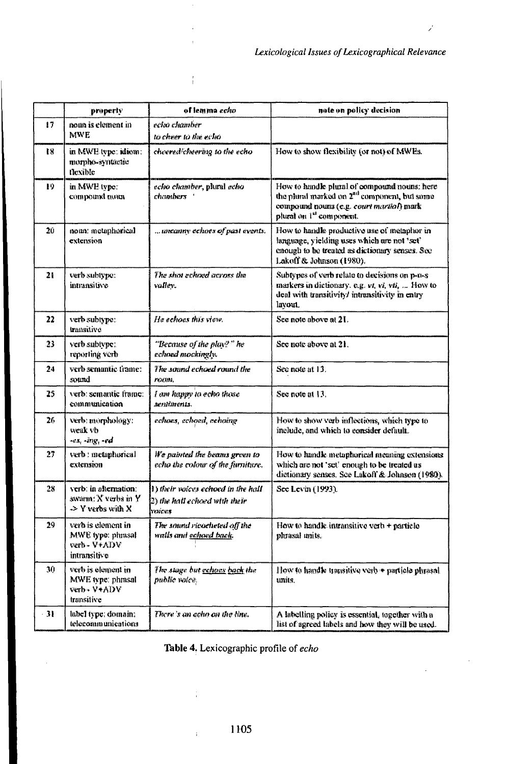| | property | of lemma *echo* | note on policy decision |
|---|---|---|---|
| 17 | noun is element in MWE | *echo chamber*<br>*to cheer to the echo* | |
| 18 | in MWE type: idiom: morpho-syntactic flexible | *cheered/cheering to the echo* | How to show flexibility (or not) of MWEs. |
| 19 | in MWE type: compound noun | *echo chamber*, plural *echo chambers* | How to handle plural of compound nouns: here the plural marked on 2[nd] component, but some compound nouns (e.g. *court martial*) mark plural on 1[st] component. |
| 20 | noun: metaphorical extension | *... uncanny echoes of past events.* | How to handle productive use of metaphor in language, yielding uses which are not 'set' enough to be treated as dictionary senses. See Lakoff & Johnson (1980). |
| 21 | verb subtype: intransitive | *The shot echoed across the valley.* | Subtypes of verb relate to decisions on p-o-s markers in dictionary. e.g. *vt, vi, vti, ...* How to deal with transitivity/ intransitivity in entry layout. |
| 22 | verb subtype: transitive | *He echoes this view.* | See note above at 21. |
| 23 | verb subtype: reporting verb | *"Because of the play?" he echoed mockingly.* | See note above at 21. |
| 24 | verb semantic frame: sound | *The sound echoed round the room.* | See note at 13. |
| 25 | verb: semantic frame: communication | *I am happy to echo those sentiments.* | See note at 13. |
| 26 | verb: morphology: weak vb<br>*-es, -ing, -ed* | *echoes, echoed, echoing* | How to show verb inflections, which type to include, and which to consider default. |
| 27 | verb : metaphorical extension | *We painted the beams green to echo the colour of the furniture.* | How to handle metaphorical meaning extensions which are not 'set' enough to be treated as dictionary senses. See Lakoff & Johnson (1980). |
| 28 | verb: in alternation: swarm: X verbs in Y -> Y verbs with X | 1) *their voices echoed in the hall*<br>2) *the hall echoed with their voices* | See Levin (1993). |
| 29 | verb is element in MWE type: phrasal verb - V+ADV intransitive | *The sound ricocheted off the walls and echoed back.* | How to handle intransitive verb + particle phrasal units. |
| 30 | verb is element in MWE type: phrasal verb - V+ADV transitive | *The stage but echoes back the public voice.* | How to handle transitive verb + particle phrasal units. |
| 31 | label type: domain: telecommunications | *There's an echo on the line.* | A labelling policy is essential, together with a list of agreed labels and how they will be used. |

**Table 4.** Lexicographic profile of *echo*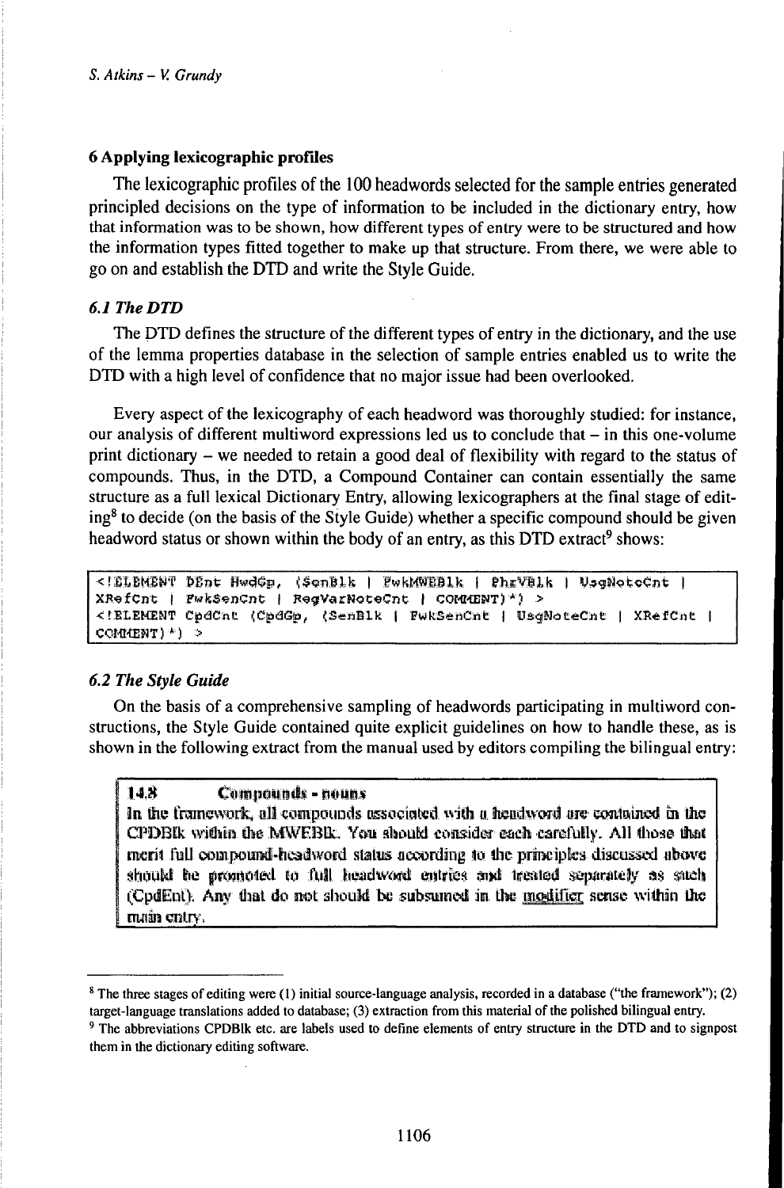## 6 Applying lexicographic profiles

The lexicographic profiles of the 100 headwords selected for the sample entries generated principled decisions on the type of information to be included in the dictionary entry, how that information was to be shown, how different types of entry were to be structured and how the information types fitted together to make up that structure. From there, we were able to go on and establish the DTD and write the Style Guide.

### *6.1 The DTD*

The DTD defines the structure of the different types of entry in the dictionary, and the use of the lemma properties database in the selection of sample entries enabled us to write the DTD with a high level of confidence that no major issue had been overlooked.

Every aspect of the lexicography of each headword was thoroughly studied: for instance, our analysis of different multiword expressions led us to conclude that – in this one-volume print dictionary – we needed to retain a good deal of flexibility with regard to the status of compounds. Thus, in the DTD, a Compound Container can contain essentially the same structure as a full lexical Dictionary Entry, allowing lexicographers at the final stage of editing[8] to decide (on the basis of the Style Guide) whether a specific compound should be given headword status or shown within the body of an entry, as this DTD extract[9] shows:

```
<!ELEMENT DEnt HwdGp, (SenBlk | FwkMWEBlk | PhrVBlk | UsgNoteCnt |
XRefCnt | FwkSenCnt | RegVarNoteCnt | COMMENT)*) >
<!ELEMENT CpdCnt (CpdGp, (SenBlk | FwkSenCnt | UsgNoteCnt | XRefCnt |
COMMENT)*) >
```

### *6.2 The Style Guide*

On the basis of a comprehensive sampling of headwords participating in multiword constructions, the Style Guide contained quite explicit guidelines on how to handle these, as is shown in the following extract from the manual used by editors compiling the bilingual entry:

> **14.3 Compounds - nouns**
> In the framework, all compounds associated with a headword are contained in the CPDBlk within the MWEBlk. You should consider each carefully. All those that merit full compound-headword status according to the principles discussed above should be promoted to full headword entries and treated separately as such (CpdEnt). Any that do not should be subsumed in the modifier sense within the main entry.

---

[8] The three stages of editing were (1) initial source-language analysis, recorded in a database ("the framework"); (2) target-language translations added to database; (3) extraction from this material of the polished bilingual entry.

[9] The abbreviations CPDBlk etc. are labels used to define elements of entry structure in the DTD and to signpost them in the dictionary editing software.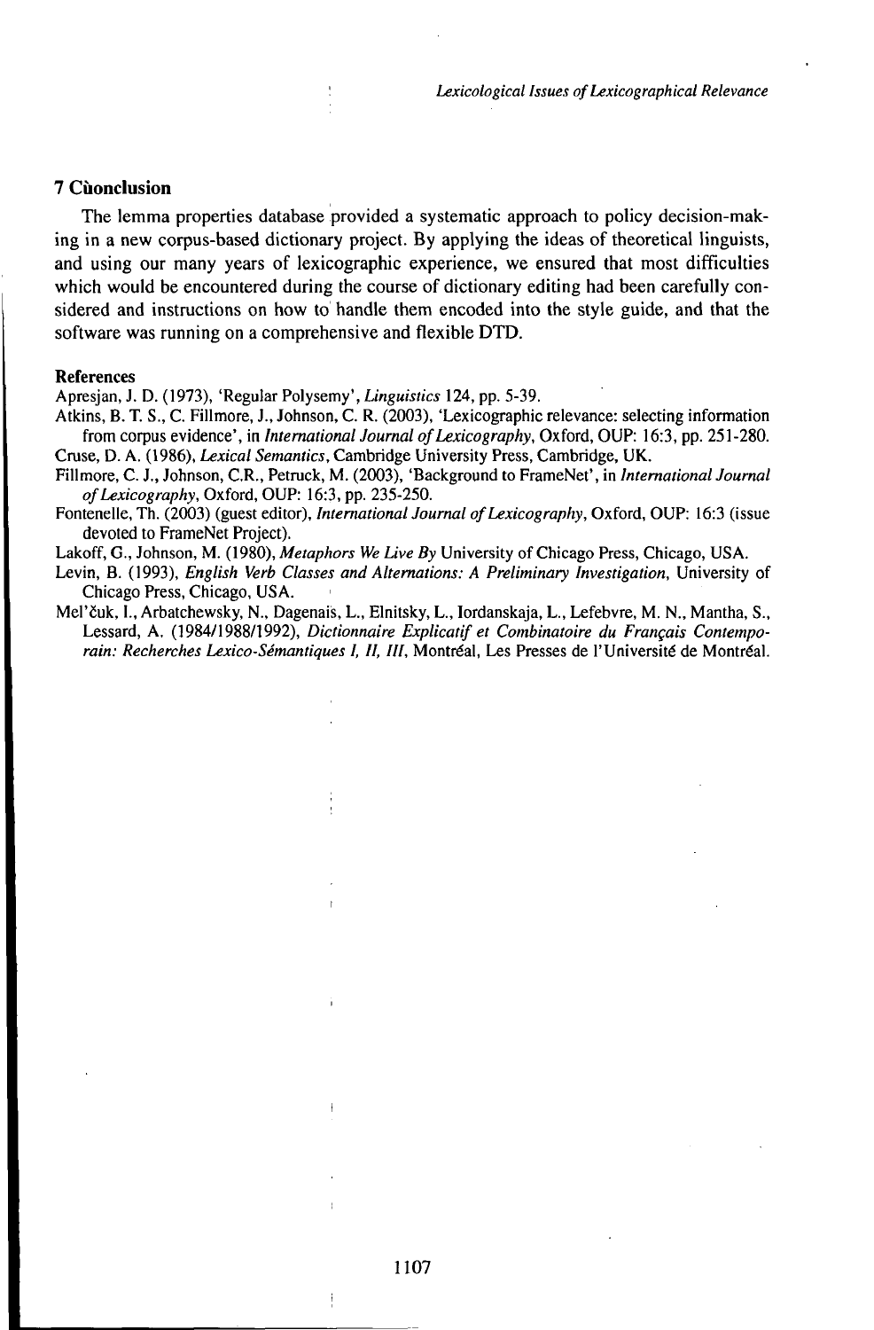## 7 Cùonclusion

The lemma properties database provided a systematic approach to policy decision-making in a new corpus-based dictionary project. By applying the ideas of theoretical linguists, and using our many years of lexicographic experience, we ensured that most difficulties which would be encountered during the course of dictionary editing had been carefully considered and instructions on how to handle them encoded into the style guide, and that the software was running on a comprehensive and flexible DTD.

**References**

Apresjan, J. D. (1973), 'Regular Polysemy', *Linguistics* 124, pp. 5-39.

Atkins, B. T. S., C. Fillmore, J., Johnson, C. R. (2003), 'Lexicographic relevance: selecting information from corpus evidence', in *International Journal of Lexicography*, Oxford, OUP: 16:3, pp. 251-280.

Cruse, D. A. (1986), *Lexical Semantics*, Cambridge University Press, Cambridge, UK.

Fillmore, C. J., Johnson, C.R., Petruck, M. (2003), 'Background to FrameNet', in *International Journal of Lexicography*, Oxford, OUP: 16:3, pp. 235-250.

Fontenelle, Th. (2003) (guest editor), *International Journal of Lexicography*, Oxford, OUP: 16:3 (issue devoted to FrameNet Project).

Lakoff, G., Johnson, M. (1980), *Metaphors We Live By* University of Chicago Press, Chicago, USA.

Levin, B. (1993), *English Verb Classes and Alternations: A Preliminary Investigation*, University of Chicago Press, Chicago, USA.

Mel'čuk, I., Arbatchewsky, N., Dagenais, L., Elnitsky, L., Iordanskaja, L., Lefebvre, M. N., Mantha, S., Lessard, A. (1984/1988/1992), *Dictionnaire Explicatif et Combinatoire du Français Contemporain: Recherches Lexico-Sémantiques I, II, III*, Montréal, Les Presses de l'Université de Montréal.